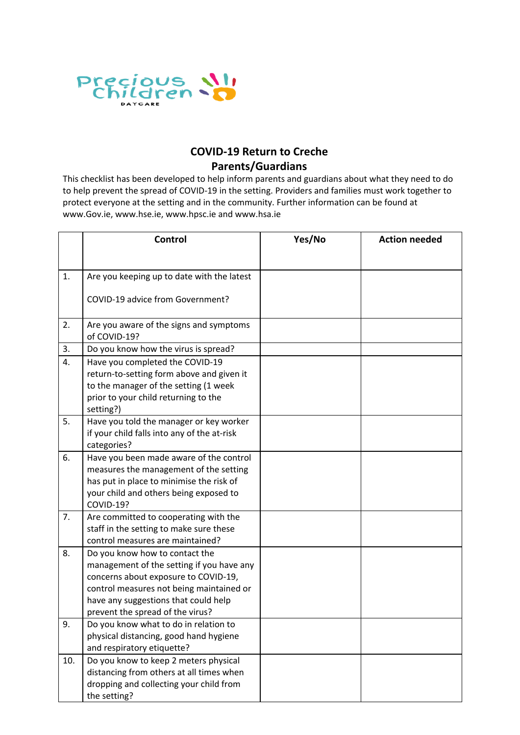Precious Children DAYCARE

# COVID-19 Return to Creche
## Parents/Guardians

This checklist has been developed to help inform parents and guardians about what they need to do to help prevent the spread of COVID-19 in the setting. Providers and families must work together to protect everyone at the setting and in the community. Further information can be found at www.Gov.ie, www.hse.ie, www.hpsc.ie and www.hsa.ie

| | Control | Yes/No | Action needed |
|---|---|---|---|
| 1. | Are you keeping up to date with the latest COVID-19 advice from Government? | | |
| 2. | Are you aware of the signs and symptoms of COVID-19? | | |
| 3. | Do you know how the virus is spread? | | |
| 4. | Have you completed the COVID-19 return-to-setting form above and given it to the manager of the setting (1 week prior to your child returning to the setting?) | | |
| 5. | Have you told the manager or key worker if your child falls into any of the at-risk categories? | | |
| 6. | Have you been made aware of the control measures the management of the setting has put in place to minimise the risk of your child and others being exposed to COVID-19? | | |
| 7. | Are committed to cooperating with the staff in the setting to make sure these control measures are maintained? | | |
| 8. | Do you know how to contact the management of the setting if you have any concerns about exposure to COVID-19, control measures not being maintained or have any suggestions that could help prevent the spread of the virus? | | |
| 9. | Do you know what to do in relation to physical distancing, good hand hygiene and respiratory etiquette? | | |
| 10. | Do you know to keep 2 meters physical distancing from others at all times when dropping and collecting your child from the setting? | | |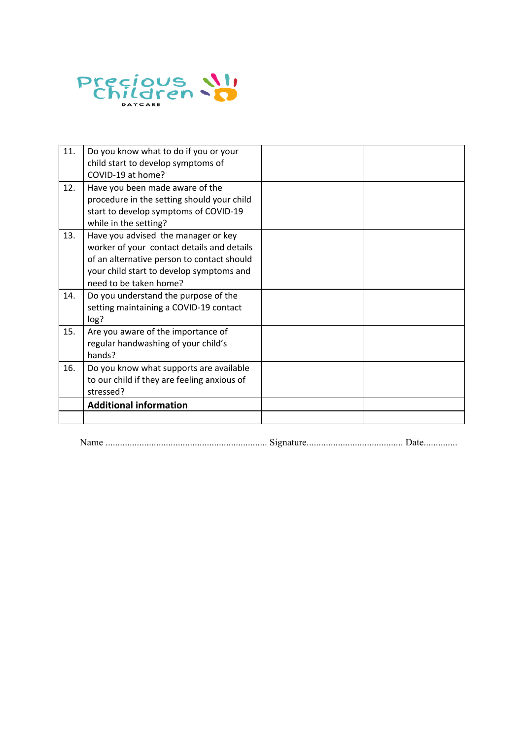| | | | |
|---|---|---|---|
| 11. | Do you know what to do if you or your child start to develop symptoms of COVID-19 at home? | | |
| 12. | Have you been made aware of the procedure in the setting should your child start to develop symptoms of COVID-19 while in the setting? | | |
| 13. | Have you advised the manager or key worker of your contact details and details of an alternative person to contact should your child start to develop symptoms and need to be taken home? | | |
| 14. | Do you understand the purpose of the setting maintaining a COVID-19 contact log? | | |
| 15. | Are you aware of the importance of regular handwashing of your child's hands? | | |
| 16. | Do you know what supports are available to our child if they are feeling anxious of stressed? | | |
| | **Additional information** | | |
| | | | |

Name .................................................................. Signature........................................ Date.............